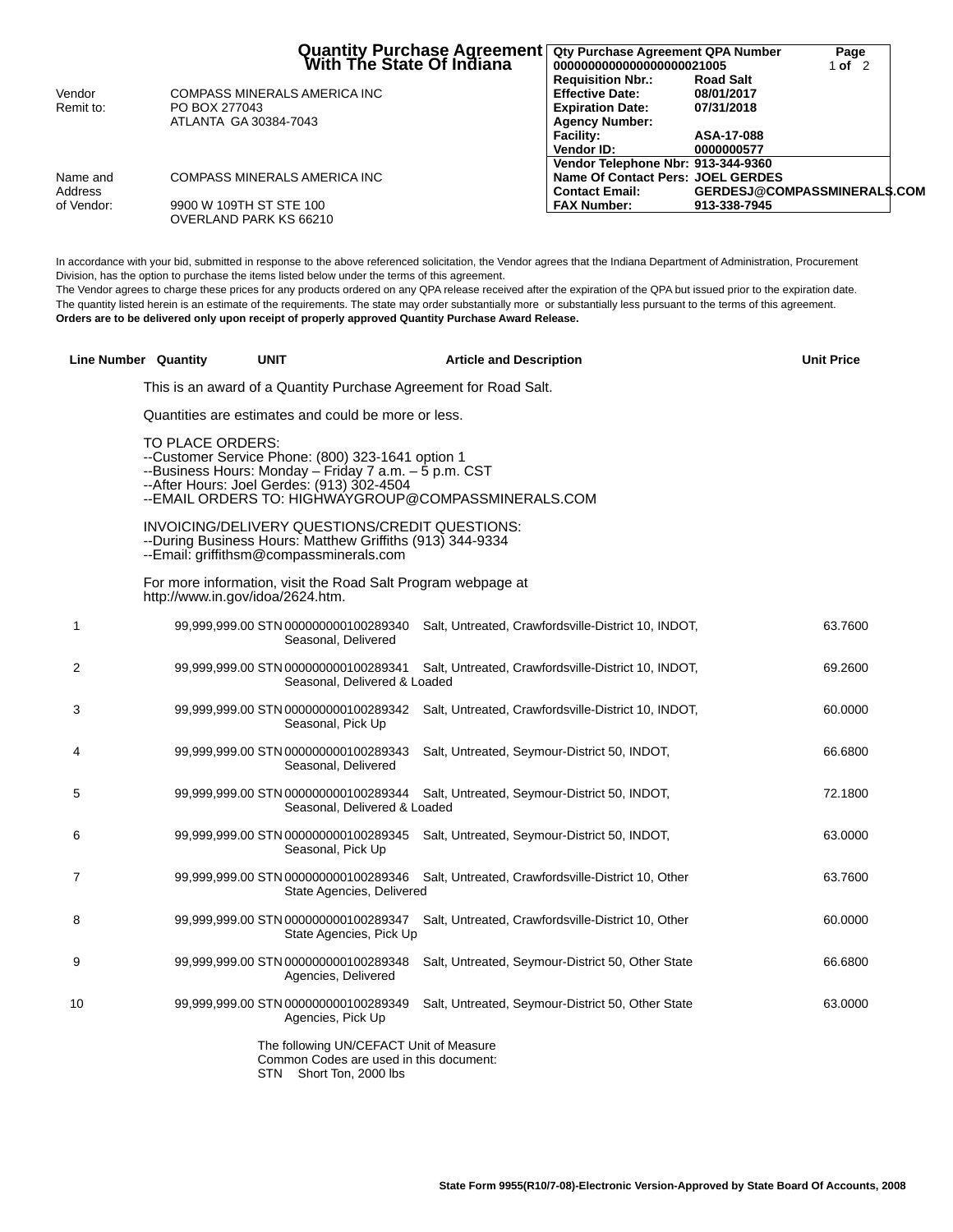# Quantity Purchase Agreement With The State Of Indiana

| Qty Purchase Agreement QPA Number | 0000000000000000000021005 |
| --- | --- |
| Requisition Nbr.: | Road Salt |
| Effective Date: | 08/01/2017 |
| Expiration Date: | 07/31/2018 |
| Agency Number: | |
| Facility: | ASA-17-088 |
| Vendor ID: | 0000000577 |
| Vendor Telephone Nbr: | 913-344-9360 |
| Name Of Contact Pers: | JOEL GERDES |
| Contact Email: | GERDESJ@COMPASSMINERALS.COM |
| FAX Number: | 913-338-7945 |

Vendor Remit to:
COMPASS MINERALS AMERICA INC
PO BOX 277043
ATLANTA GA 30384-7043

Name and Address of Vendor:
COMPASS MINERALS AMERICA INC
9900 W 109TH ST STE 100
OVERLAND PARK KS 66210

In accordance with your bid, submitted in response to the above referenced solicitation, the Vendor agrees that the Indiana Department of Administration, Procurement Division, has the option to purchase the items listed below under the terms of this agreement.
The Vendor agrees to charge these prices for any products ordered on any QPA release received after the expiration of the QPA but issued prior to the expiration date.
The quantity listed herein is an estimate of the requirements. The state may order substantially more or substantially less pursuant to the terms of this agreement.
**Orders are to be delivered only upon receipt of properly approved Quantity Purchase Award Release.**

This is an award of a Quantity Purchase Agreement for Road Salt.

Quantities are estimates and could be more or less.

TO PLACE ORDERS:
--Customer Service Phone: (800) 323-1641 option 1
--Business Hours: Monday – Friday 7 a.m. – 5 p.m. CST
--After Hours: Joel Gerdes: (913) 302-4504
--EMAIL ORDERS TO: HIGHWAYGROUP@COMPASSMINERALS.COM

INVOICING/DELIVERY QUESTIONS/CREDIT QUESTIONS:
--During Business Hours: Matthew Griffiths (913) 344-9334
--Email: griffithsm@compassminerals.com

For more information, visit the Road Salt Program webpage at http://www.in.gov/idoa/2624.htm.

| Line Number | Quantity | UNIT | Article and Description | Unit Price |
| --- | --- | --- | --- | --- |
| 1 | 99,999,999.00 | STN | 000000000100289340 Salt, Untreated, Crawfordsville-District 10, INDOT, Seasonal, Delivered | 63.7600 |
| 2 | 99,999,999.00 | STN | 000000000100289341 Salt, Untreated, Crawfordsville-District 10, INDOT, Seasonal, Delivered & Loaded | 69.2600 |
| 3 | 99,999,999.00 | STN | 000000000100289342 Salt, Untreated, Crawfordsville-District 10, INDOT, Seasonal, Pick Up | 60.0000 |
| 4 | 99,999,999.00 | STN | 000000000100289343 Salt, Untreated, Seymour-District 50, INDOT, Seasonal, Delivered | 66.6800 |
| 5 | 99,999,999.00 | STN | 000000000100289344 Salt, Untreated, Seymour-District 50, INDOT, Seasonal, Delivered & Loaded | 72.1800 |
| 6 | 99,999,999.00 | STN | 000000000100289345 Salt, Untreated, Seymour-District 50, INDOT, Seasonal, Pick Up | 63.0000 |
| 7 | 99,999,999.00 | STN | 000000000100289346 Salt, Untreated, Crawfordsville-District 10, Other State Agencies, Delivered | 63.7600 |
| 8 | 99,999,999.00 | STN | 000000000100289347 Salt, Untreated, Crawfordsville-District 10, Other State Agencies, Pick Up | 60.0000 |
| 9 | 99,999,999.00 | STN | 000000000100289348 Salt, Untreated, Seymour-District 50, Other State Agencies, Delivered | 66.6800 |
| 10 | 99,999,999.00 | STN | 000000000100289349 Salt, Untreated, Seymour-District 50, Other State Agencies, Pick Up | 63.0000 |

The following UN/CEFACT Unit of Measure Common Codes are used in this document:
STN Short Ton, 2000 lbs

**State Form 9955(R10/7-08)-Electronic Version-Approved by State Board Of Accounts, 2008**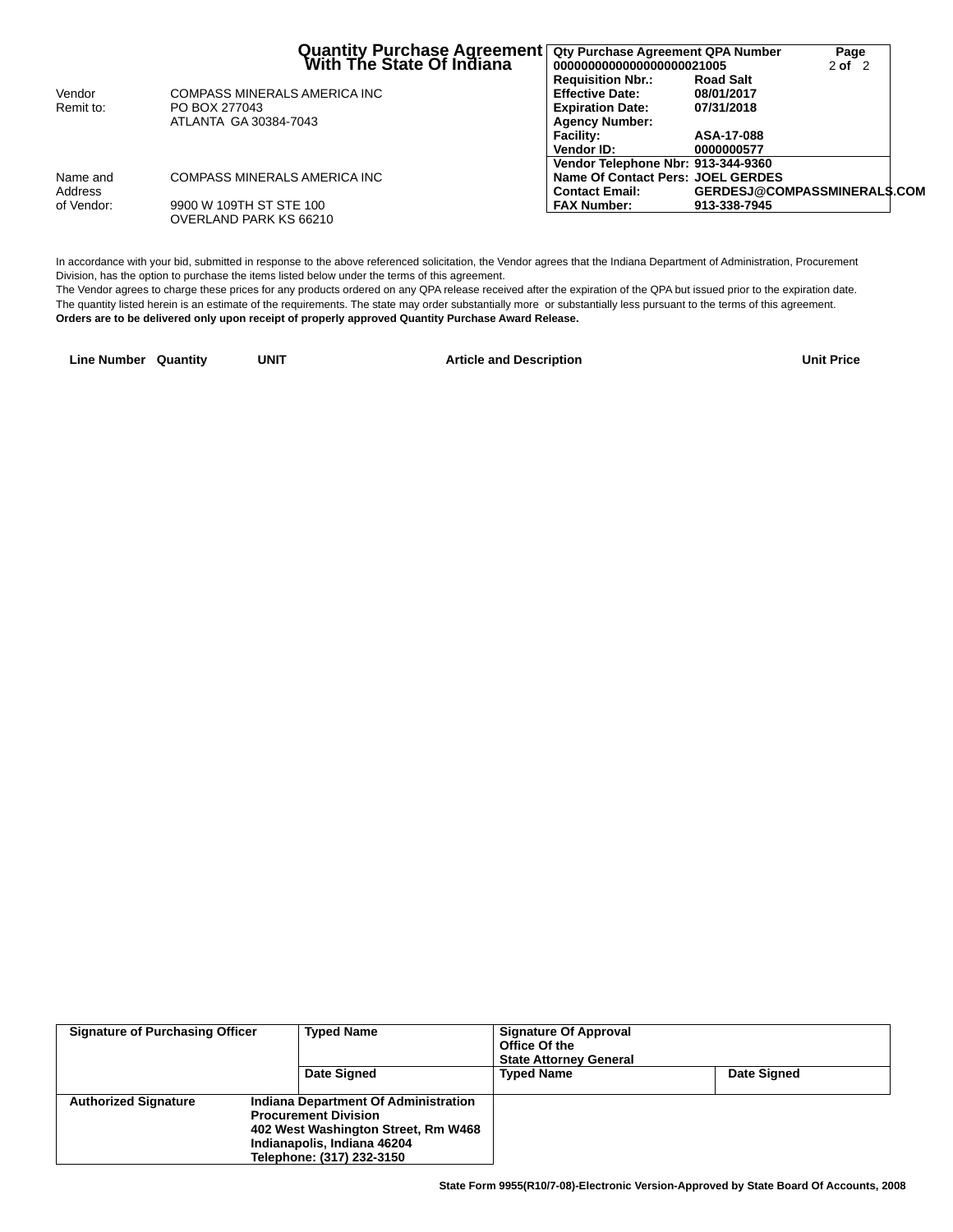# Quantity Purchase Agreement With The State Of Indiana

| | |
|---|---|
| **Qty Purchase Agreement QPA Number** | **Page** |
| **0000000000000000000021005** | 2 **of** 2 |
| **Requisition Nbr.:** | **Road Salt** |
| **Effective Date:** | **08/01/2017** |
| **Expiration Date:** | **07/31/2018** |
| **Agency Number:** | |
| **Facility:** | **ASA-17-088** |
| **Vendor ID:** | **0000000577** |
| **Vendor Telephone Nbr:** | **913-344-9360** |
| **Name Of Contact Pers:** | **JOEL GERDES** |
| **Contact Email:** | **GERDESJ@COMPASSMINERALS.COM** |
| **FAX Number:** | **913-338-7945** |

Vendor Remit to: COMPASS MINERALS AMERICA INC
PO BOX 277043
ATLANTA GA 30384-7043

Name and Address of Vendor: COMPASS MINERALS AMERICA INC
9900 W 109TH ST STE 100
OVERLAND PARK KS 66210

In accordance with your bid, submitted in response to the above referenced solicitation, the Vendor agrees that the Indiana Department of Administration, Procurement Division, has the option to purchase the items listed below under the terms of this agreement.
The Vendor agrees to charge these prices for any products ordered on any QPA release received after the expiration of the QPA but issued prior to the expiration date.
The quantity listed herein is an estimate of the requirements. The state may order substantially more or substantially less pursuant to the terms of this agreement.
**Orders are to be delivered only upon receipt of properly approved Quantity Purchase Award Release.**

| Line Number | Quantity | UNIT | Article and Description | Unit Price |
|---|---|---|---|---|

| **Signature of Purchasing Officer** | **Typed Name** | **Signature Of Approval Office Of the State Attorney General** | |
|---|---|---|---|
| | **Date Signed** | **Typed Name** | **Date Signed** |
| **Authorized Signature** | **Indiana Department Of Administration Procurement Division 402 West Washington Street, Rm W468 Indianapolis, Indiana 46204 Telephone: (317) 232-3150** | | |

**State Form 9955(R10/7-08)-Electronic Version-Approved by State Board Of Accounts, 2008**